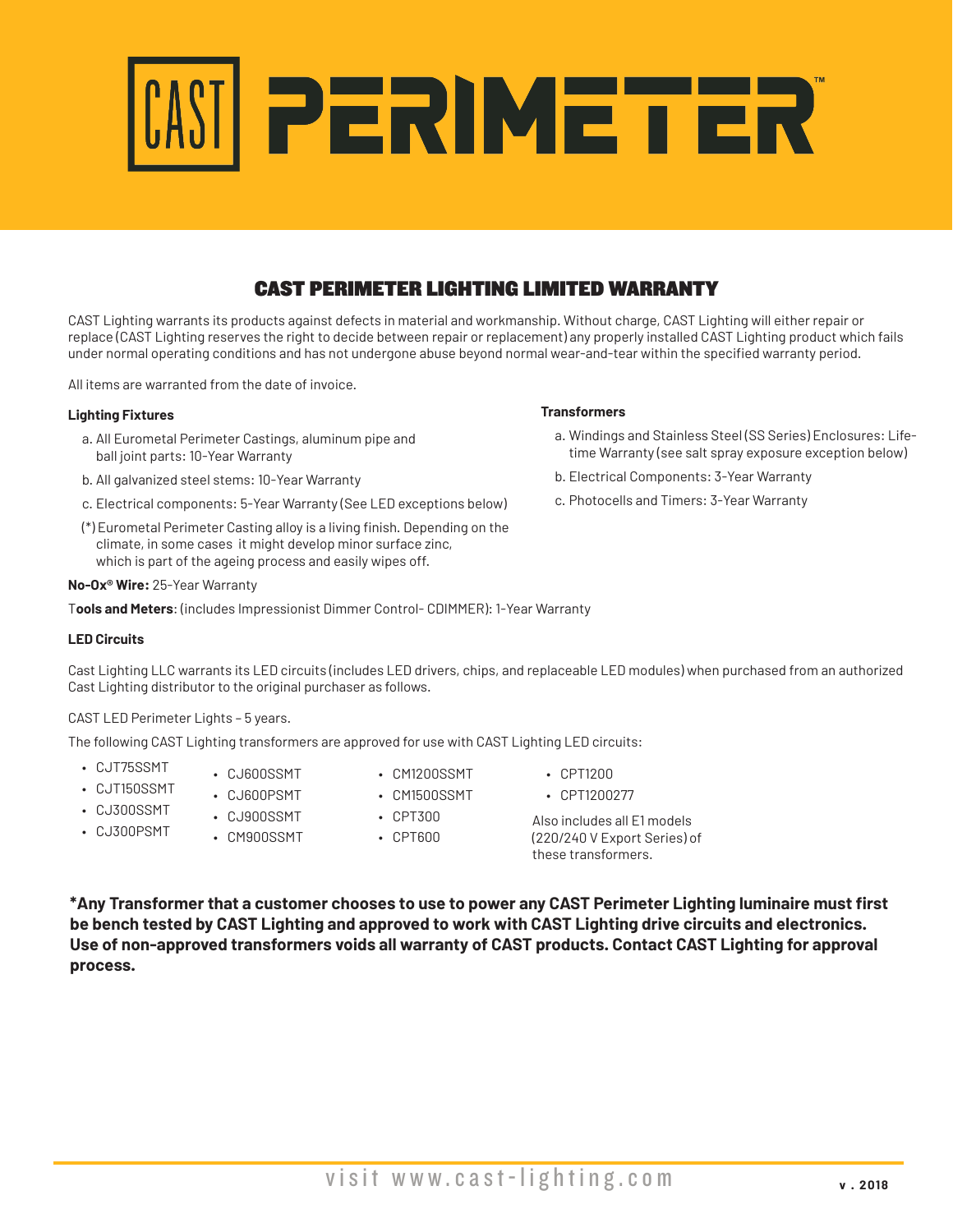# CAST PERIMETER™

## CAST PERIMETER LIGHTING LIMITED WARRANTY

CAST Lighting warrants its products against defects in material and workmanship. Without charge, CAST Lighting will either repair or replace (CAST Lighting reserves the right to decide between repair or replacement) any properly installed CAST Lighting product which fails under normal operating conditions and has not undergone abuse beyond normal wear-and-tear within the specified warranty period.

All items are warranted from the date of invoice.

**Lighting Fixtures**

a. All Eurometal Perimeter Castings, aluminum pipe and ball joint parts: 10-Year Warranty

b. All galvanized steel stems: 10-Year Warranty

c. Electrical components: 5-Year Warranty (See LED exceptions below)

(*) Eurometal Perimeter Casting alloy is a living finish. Depending on the climate, in some cases it might develop minor surface zinc, which is part of the ageing process and easily wipes off.

**Transformers**

a. Windings and Stainless Steel (SS Series) Enclosures: Lifetime Warranty (see salt spray exposure exception below)

b. Electrical Components: 3-Year Warranty

c. Photocells and Timers: 3-Year Warranty

**No-Ox® Wire:** 25-Year Warranty

T**ools and Meters**: (includes Impressionist Dimmer Control- CDIMMER): 1-Year Warranty

**LED Circuits**

Cast Lighting LLC warrants its LED circuits (includes LED drivers, chips, and replaceable LED modules) when purchased from an authorized Cast Lighting distributor to the original purchaser as follows.

CAST LED Perimeter Lights – 5 years.

The following CAST Lighting transformers are approved for use with CAST Lighting LED circuits:

- CJT75SSMT
- CJT150SSMT
- CJ300SSMT
- CJ300PSMT
- CJ600SSMT
- CJ600PSMT
- CJ900SSMT
- CM900SSMT
- CM1200SSMT
- CM1500SSMT
- CPT300
- CPT600
- CPT1200
- CPT1200277

Also includes all E1 models (220/240 V Export Series) of these transformers.

**\*Any Transformer that a customer chooses to use to power any CAST Perimeter Lighting luminaire must first be bench tested by CAST Lighting and approved to work with CAST Lighting drive circuits and electronics. Use of non-approved transformers voids all warranty of CAST products. Contact CAST Lighting for approval process.**

visit www.cast-lighting.com

v . 2018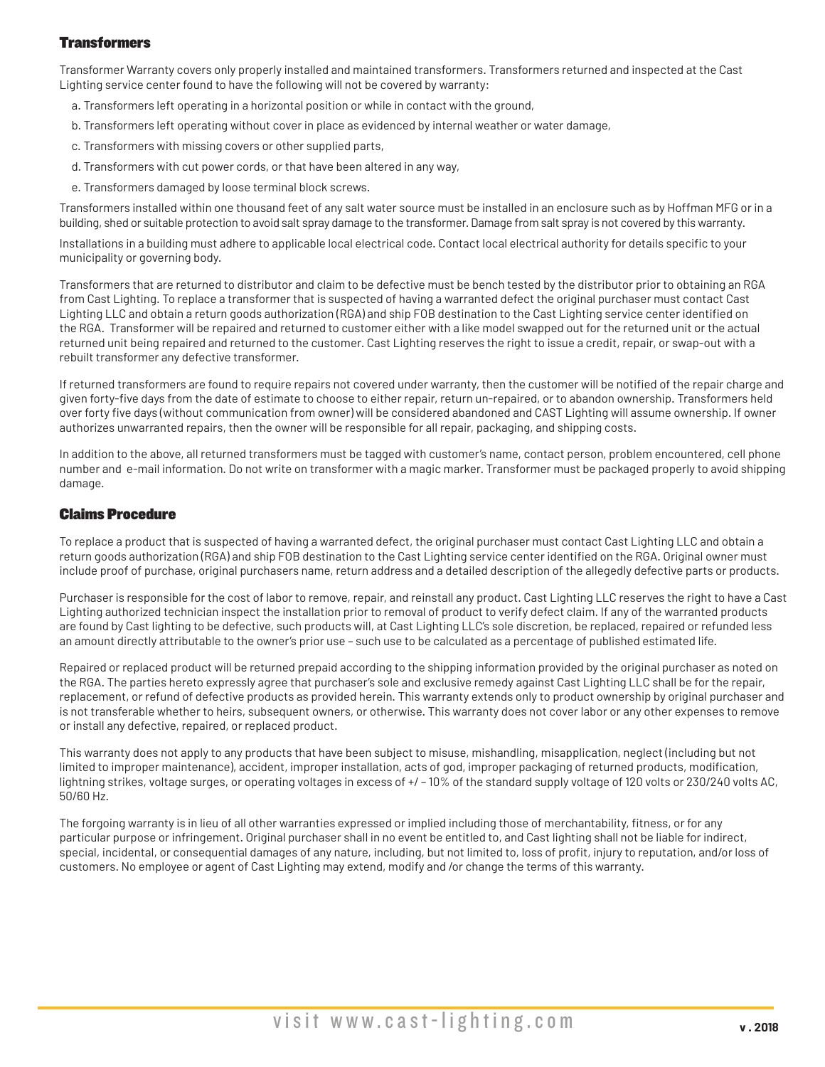## Transformers

Transformer Warranty covers only properly installed and maintained transformers. Transformers returned and inspected at the Cast Lighting service center found to have the following will not be covered by warranty:

a. Transformers left operating in a horizontal position or while in contact with the ground,

b. Transformers left operating without cover in place as evidenced by internal weather or water damage,

c. Transformers with missing covers or other supplied parts,

d. Transformers with cut power cords, or that have been altered in any way,

e. Transformers damaged by loose terminal block screws.

Transformers installed within one thousand feet of any salt water source must be installed in an enclosure such as by Hoffman MFG or in a building, shed or suitable protection to avoid salt spray damage to the transformer. Damage from salt spray is not covered by this warranty.

Installations in a building must adhere to applicable local electrical code. Contact local electrical authority for details specific to your municipality or governing body.

Transformers that are returned to distributor and claim to be defective must be bench tested by the distributor prior to obtaining an RGA from Cast Lighting. To replace a transformer that is suspected of having a warranted defect the original purchaser must contact Cast Lighting LLC and obtain a return goods authorization (RGA) and ship FOB destination to the Cast Lighting service center identified on the RGA. Transformer will be repaired and returned to customer either with a like model swapped out for the returned unit or the actual returned unit being repaired and returned to the customer. Cast Lighting reserves the right to issue a credit, repair, or swap-out with a rebuilt transformer any defective transformer.

If returned transformers are found to require repairs not covered under warranty, then the customer will be notified of the repair charge and given forty-five days from the date of estimate to choose to either repair, return un-repaired, or to abandon ownership. Transformers held over forty five days (without communication from owner) will be considered abandoned and CAST Lighting will assume ownership. If owner authorizes unwarranted repairs, then the owner will be responsible for all repair, packaging, and shipping costs.

In addition to the above, all returned transformers must be tagged with customer's name, contact person, problem encountered, cell phone number and e-mail information. Do not write on transformer with a magic marker. Transformer must be packaged properly to avoid shipping damage.

## Claims Procedure

To replace a product that is suspected of having a warranted defect, the original purchaser must contact Cast Lighting LLC and obtain a return goods authorization (RGA) and ship FOB destination to the Cast Lighting service center identified on the RGA. Original owner must include proof of purchase, original purchasers name, return address and a detailed description of the allegedly defective parts or products.

Purchaser is responsible for the cost of labor to remove, repair, and reinstall any product. Cast Lighting LLC reserves the right to have a Cast Lighting authorized technician inspect the installation prior to removal of product to verify defect claim. If any of the warranted products are found by Cast lighting to be defective, such products will, at Cast Lighting LLC's sole discretion, be replaced, repaired or refunded less an amount directly attributable to the owner's prior use – such use to be calculated as a percentage of published estimated life.

Repaired or replaced product will be returned prepaid according to the shipping information provided by the original purchaser as noted on the RGA. The parties hereto expressly agree that purchaser's sole and exclusive remedy against Cast Lighting LLC shall be for the repair, replacement, or refund of defective products as provided herein. This warranty extends only to product ownership by original purchaser and is not transferable whether to heirs, subsequent owners, or otherwise. This warranty does not cover labor or any other expenses to remove or install any defective, repaired, or replaced product.

This warranty does not apply to any products that have been subject to misuse, mishandling, misapplication, neglect (including but not limited to improper maintenance), accident, improper installation, acts of god, improper packaging of returned products, modification, lightning strikes, voltage surges, or operating voltages in excess of +/ – 10% of the standard supply voltage of 120 volts or 230/240 volts AC, 50/60 Hz.

The forgoing warranty is in lieu of all other warranties expressed or implied including those of merchantability, fitness, or for any particular purpose or infringement. Original purchaser shall in no event be entitled to, and Cast lighting shall not be liable for indirect, special, incidental, or consequential damages of any nature, including, but not limited to, loss of profit, injury to reputation, and/or loss of customers. No employee or agent of Cast Lighting may extend, modify and /or change the terms of this warranty.